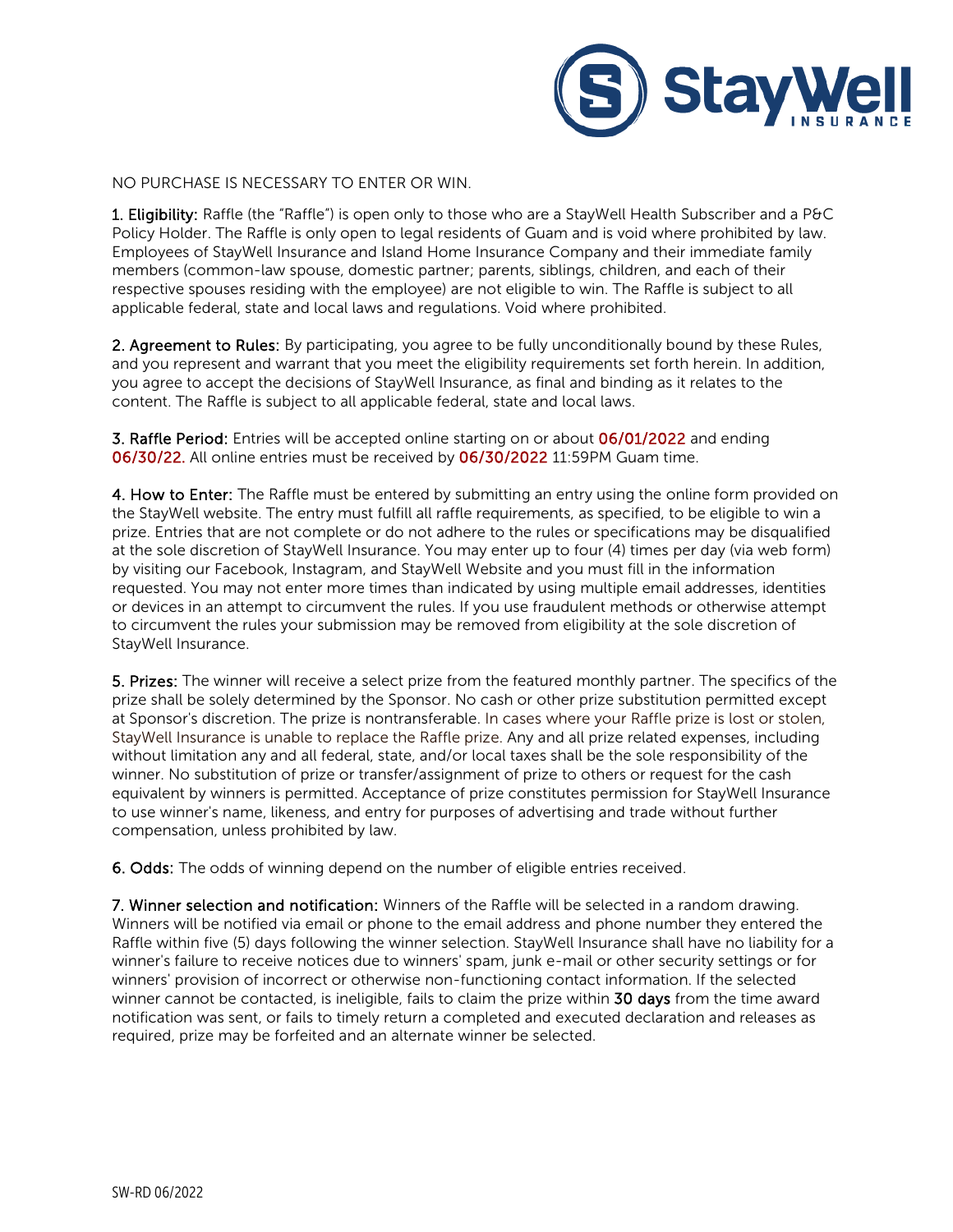NO PURCHASE IS NECESSARY TO ENTER OR WIN.

**1. Eligibility:** Raffle (the "Raffle") is open only to those who are a StayWell Health Subscriber and a P&C Policy Holder. The Raffle is only open to legal residents of Guam and is void where prohibited by law. Employees of StayWell Insurance and Island Home Insurance Company and their immediate family members (common-law spouse, domestic partner; parents, siblings, children, and each of their respective spouses residing with the employee) are not eligible to win. The Raffle is subject to all applicable federal, state and local laws and regulations. Void where prohibited.

**2. Agreement to Rules:** By participating, you agree to be fully unconditionally bound by these Rules, and you represent and warrant that you meet the eligibility requirements set forth herein. In addition, you agree to accept the decisions of StayWell Insurance, as final and binding as it relates to the content. The Raffle is subject to all applicable federal, state and local laws.

**3. Raffle Period:** Entries will be accepted online starting on or about 06/01/2022 and ending 06/30/22. All online entries must be received by 06/30/2022 11:59PM Guam time.

**4. How to Enter:** The Raffle must be entered by submitting an entry using the online form provided on the StayWell website. The entry must fulfill all raffle requirements, as specified, to be eligible to win a prize. Entries that are not complete or do not adhere to the rules or specifications may be disqualified at the sole discretion of StayWell Insurance. You may enter up to four (4) times per day (via web form) by visiting our Facebook, Instagram, and StayWell Website and you must fill in the information requested. You may not enter more times than indicated by using multiple email addresses, identities or devices in an attempt to circumvent the rules. If you use fraudulent methods or otherwise attempt to circumvent the rules your submission may be removed from eligibility at the sole discretion of StayWell Insurance.

**5. Prizes:** The winner will receive a select prize from the featured monthly partner. The specifics of the prize shall be solely determined by the Sponsor. No cash or other prize substitution permitted except at Sponsor's discretion. The prize is nontransferable. In cases where your Raffle prize is lost or stolen, StayWell Insurance is unable to replace the Raffle prize. Any and all prize related expenses, including without limitation any and all federal, state, and/or local taxes shall be the sole responsibility of the winner. No substitution of prize or transfer/assignment of prize to others or request for the cash equivalent by winners is permitted. Acceptance of prize constitutes permission for StayWell Insurance to use winner's name, likeness, and entry for purposes of advertising and trade without further compensation, unless prohibited by law.

**6. Odds:** The odds of winning depend on the number of eligible entries received.

**7. Winner selection and notification:** Winners of the Raffle will be selected in a random drawing. Winners will be notified via email or phone to the email address and phone number they entered the Raffle within five (5) days following the winner selection. StayWell Insurance shall have no liability for a winner's failure to receive notices due to winners' spam, junk e-mail or other security settings or for winners' provision of incorrect or otherwise non-functioning contact information. If the selected winner cannot be contacted, is ineligible, fails to claim the prize within **30 days** from the time award notification was sent, or fails to timely return a completed and executed declaration and releases as required, prize may be forfeited and an alternate winner be selected.

SW-RD 06/2022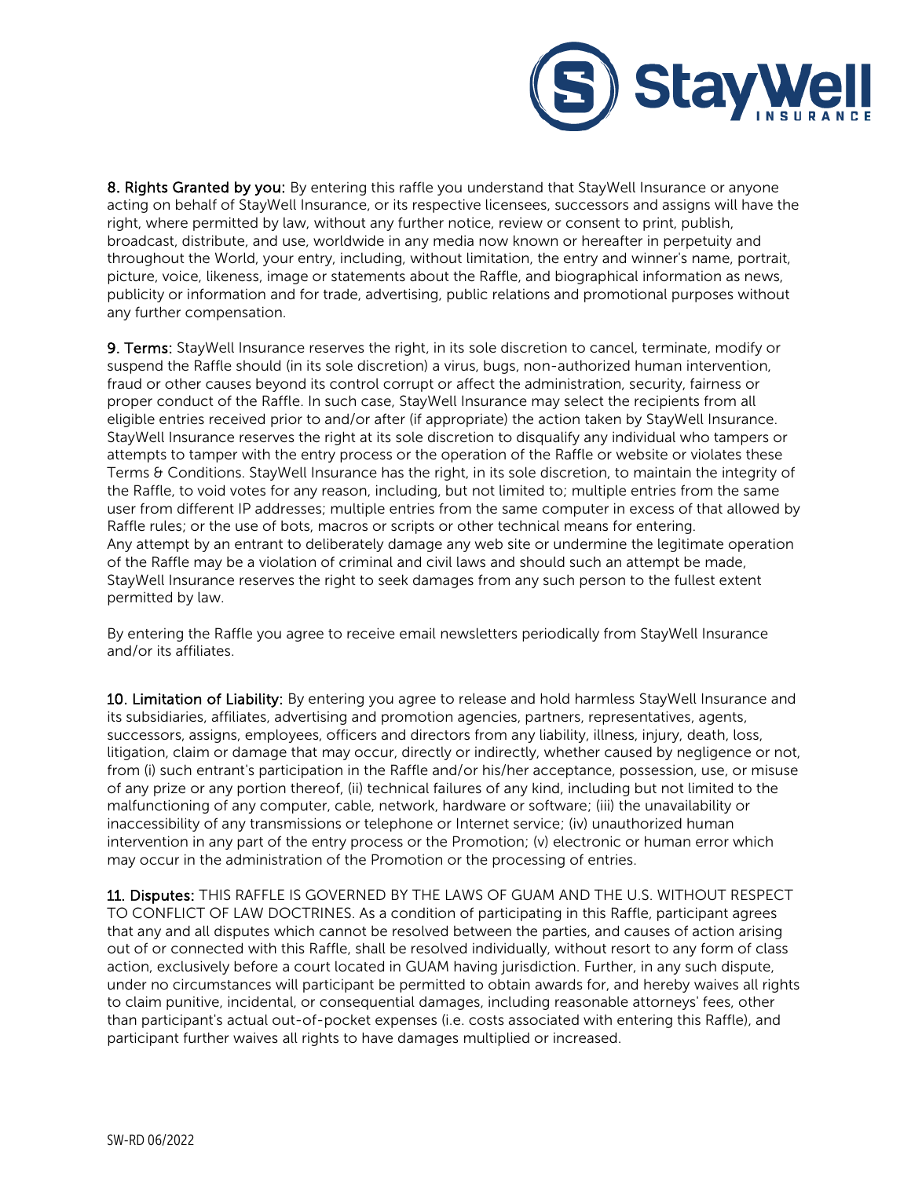**8. Rights Granted by you:** By entering this raffle you understand that StayWell Insurance or anyone acting on behalf of StayWell Insurance, or its respective licensees, successors and assigns will have the right, where permitted by law, without any further notice, review or consent to print, publish, broadcast, distribute, and use, worldwide in any media now known or hereafter in perpetuity and throughout the World, your entry, including, without limitation, the entry and winner's name, portrait, picture, voice, likeness, image or statements about the Raffle, and biographical information as news, publicity or information and for trade, advertising, public relations and promotional purposes without any further compensation.

**9. Terms:** StayWell Insurance reserves the right, in its sole discretion to cancel, terminate, modify or suspend the Raffle should (in its sole discretion) a virus, bugs, non-authorized human intervention, fraud or other causes beyond its control corrupt or affect the administration, security, fairness or proper conduct of the Raffle. In such case, StayWell Insurance may select the recipients from all eligible entries received prior to and/or after (if appropriate) the action taken by StayWell Insurance. StayWell Insurance reserves the right at its sole discretion to disqualify any individual who tampers or attempts to tamper with the entry process or the operation of the Raffle or website or violates these Terms & Conditions. StayWell Insurance has the right, in its sole discretion, to maintain the integrity of the Raffle, to void votes for any reason, including, but not limited to; multiple entries from the same user from different IP addresses; multiple entries from the same computer in excess of that allowed by Raffle rules; or the use of bots, macros or scripts or other technical means for entering. Any attempt by an entrant to deliberately damage any web site or undermine the legitimate operation of the Raffle may be a violation of criminal and civil laws and should such an attempt be made, StayWell Insurance reserves the right to seek damages from any such person to the fullest extent permitted by law.

By entering the Raffle you agree to receive email newsletters periodically from StayWell Insurance and/or its affiliates.

**10. Limitation of Liability:** By entering you agree to release and hold harmless StayWell Insurance and its subsidiaries, affiliates, advertising and promotion agencies, partners, representatives, agents, successors, assigns, employees, officers and directors from any liability, illness, injury, death, loss, litigation, claim or damage that may occur, directly or indirectly, whether caused by negligence or not, from (i) such entrant's participation in the Raffle and/or his/her acceptance, possession, use, or misuse of any prize or any portion thereof, (ii) technical failures of any kind, including but not limited to the malfunctioning of any computer, cable, network, hardware or software; (iii) the unavailability or inaccessibility of any transmissions or telephone or Internet service; (iv) unauthorized human intervention in any part of the entry process or the Promotion; (v) electronic or human error which may occur in the administration of the Promotion or the processing of entries.

**11. Disputes:** THIS RAFFLE IS GOVERNED BY THE LAWS OF GUAM AND THE U.S. WITHOUT RESPECT TO CONFLICT OF LAW DOCTRINES. As a condition of participating in this Raffle, participant agrees that any and all disputes which cannot be resolved between the parties, and causes of action arising out of or connected with this Raffle, shall be resolved individually, without resort to any form of class action, exclusively before a court located in GUAM having jurisdiction. Further, in any such dispute, under no circumstances will participant be permitted to obtain awards for, and hereby waives all rights to claim punitive, incidental, or consequential damages, including reasonable attorneys' fees, other than participant's actual out-of-pocket expenses (i.e. costs associated with entering this Raffle), and participant further waives all rights to have damages multiplied or increased.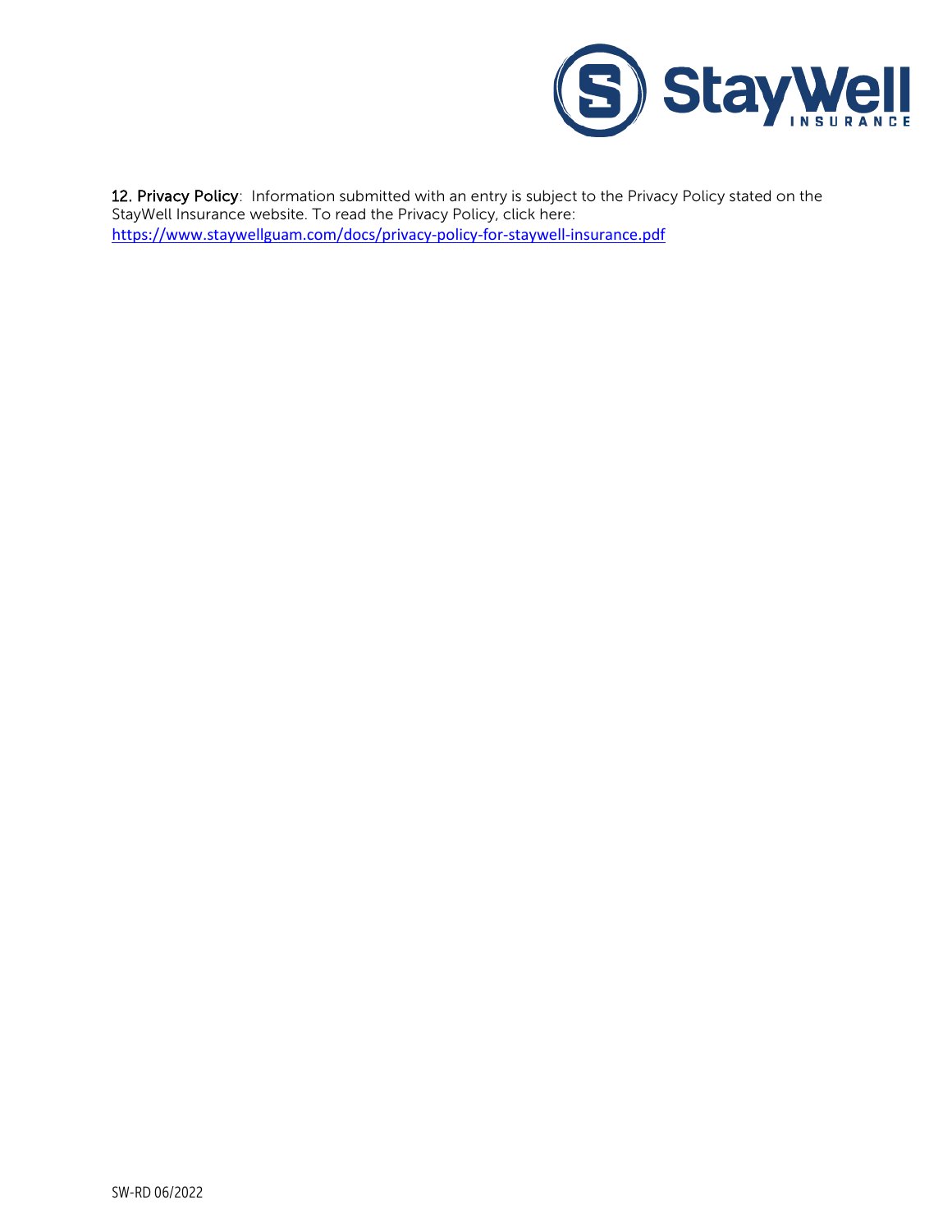**12. Privacy Policy**: Information submitted with an entry is subject to the Privacy Policy stated on the StayWell Insurance website. To read the Privacy Policy, click here: https://www.staywellguam.com/docs/privacy-policy-for-staywell-insurance.pdf

SW-RD 06/2022